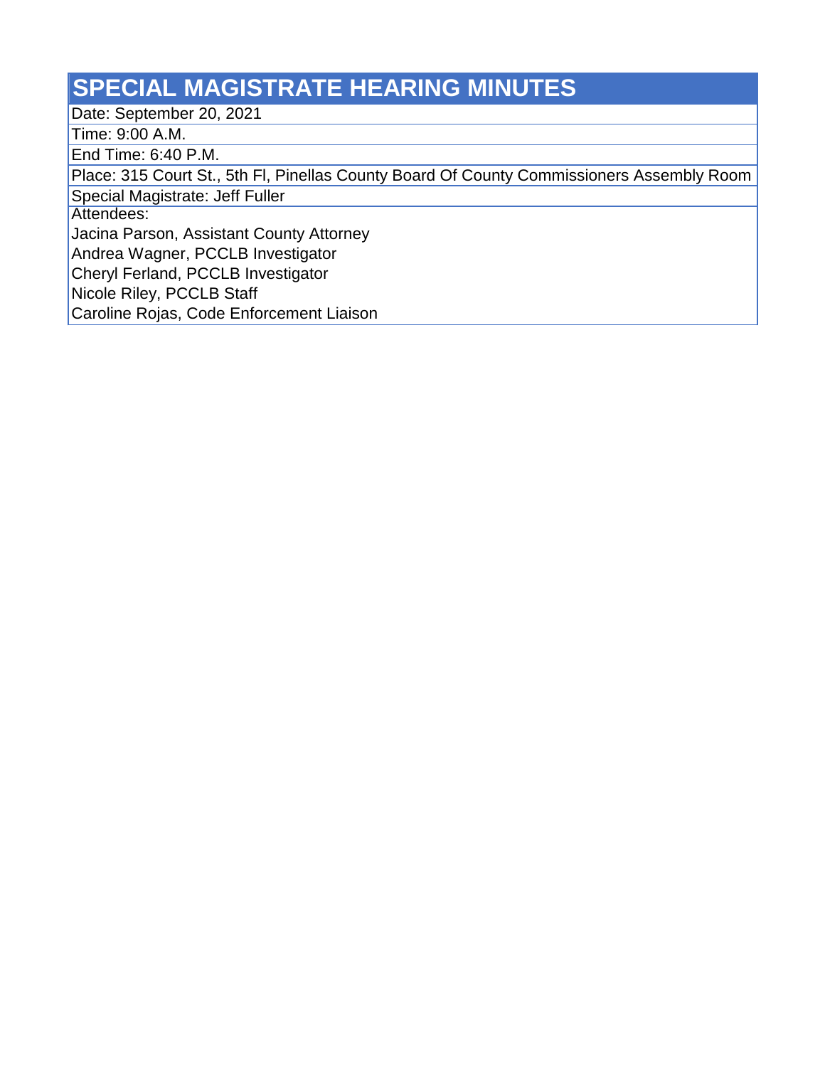# SPECIAL MAGISTRATE HEARING MINUTES

Date: September 20, 2021

Time: 9:00 A.M.

End Time: 6:40 P.M.

Place: 315 Court St., 5th Fl, Pinellas County Board Of County Commissioners Assembly Room

Special Magistrate: Jeff Fuller

Attendees:

Jacina Parson, Assistant County Attorney

Andrea Wagner, PCCLB Investigator

Cheryl Ferland, PCCLB Investigator

Nicole Riley, PCCLB Staff

Caroline Rojas, Code Enforcement Liaison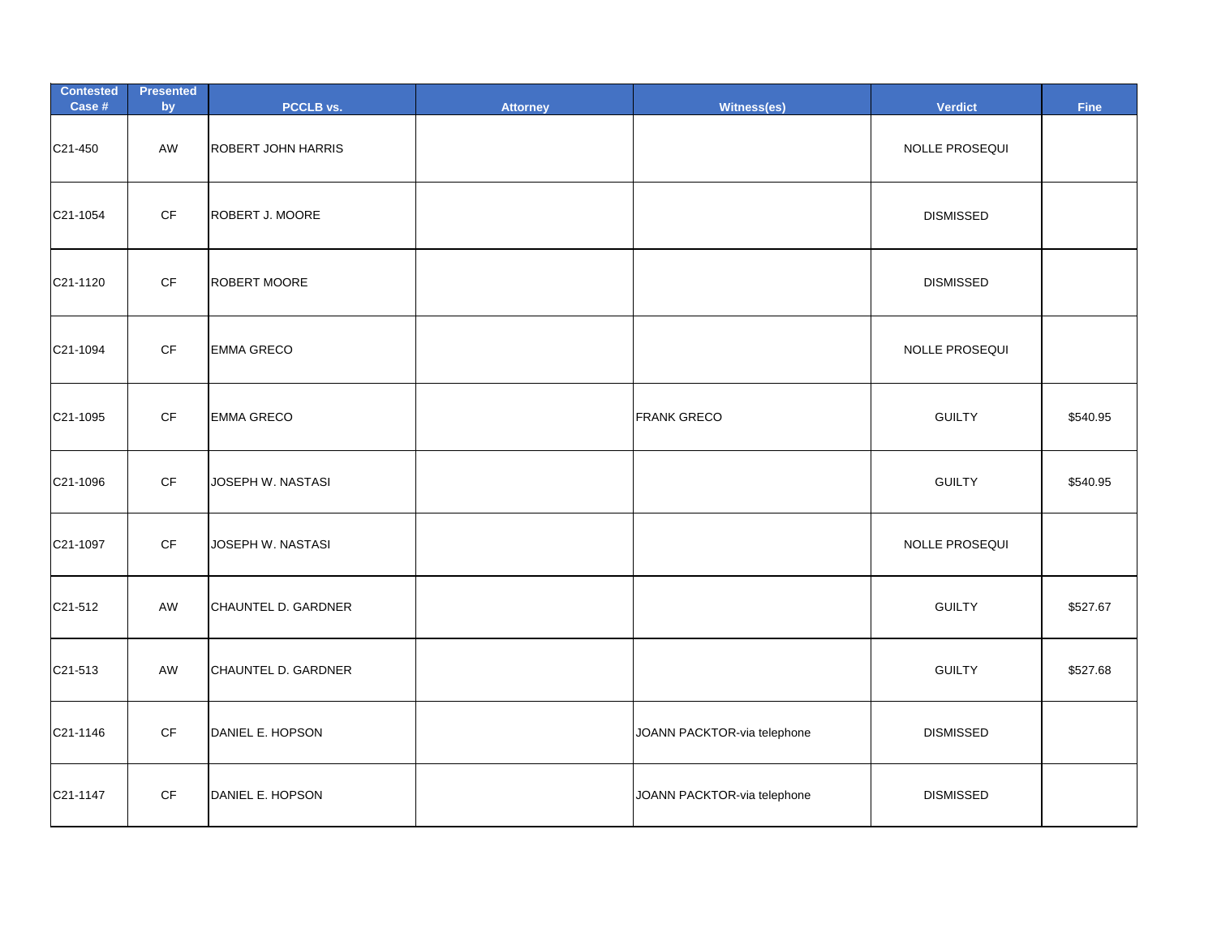| Contested Case # | Presented by | PCCLB vs. | Attorney | Witness(es) | Verdict | Fine |
|---|---|---|---|---|---|---|
| C21-450 | AW | ROBERT JOHN HARRIS | | | NOLLE PROSEQUI | |
| C21-1054 | CF | ROBERT J. MOORE | | | DISMISSED | |
| C21-1120 | CF | ROBERT MOORE | | | DISMISSED | |
| C21-1094 | CF | EMMA GRECO | | | NOLLE PROSEQUI | |
| C21-1095 | CF | EMMA GRECO | | FRANK GRECO | GUILTY | $540.95 |
| C21-1096 | CF | JOSEPH W. NASTASI | | | GUILTY | $540.95 |
| C21-1097 | CF | JOSEPH W. NASTASI | | | NOLLE PROSEQUI | |
| C21-512 | AW | CHAUNTEL D. GARDNER | | | GUILTY | $527.67 |
| C21-513 | AW | CHAUNTEL D. GARDNER | | | GUILTY | $527.68 |
| C21-1146 | CF | DANIEL E. HOPSON | | JOANN PACKTOR-via telephone | DISMISSED | |
| C21-1147 | CF | DANIEL E. HOPSON | | JOANN PACKTOR-via telephone | DISMISSED | |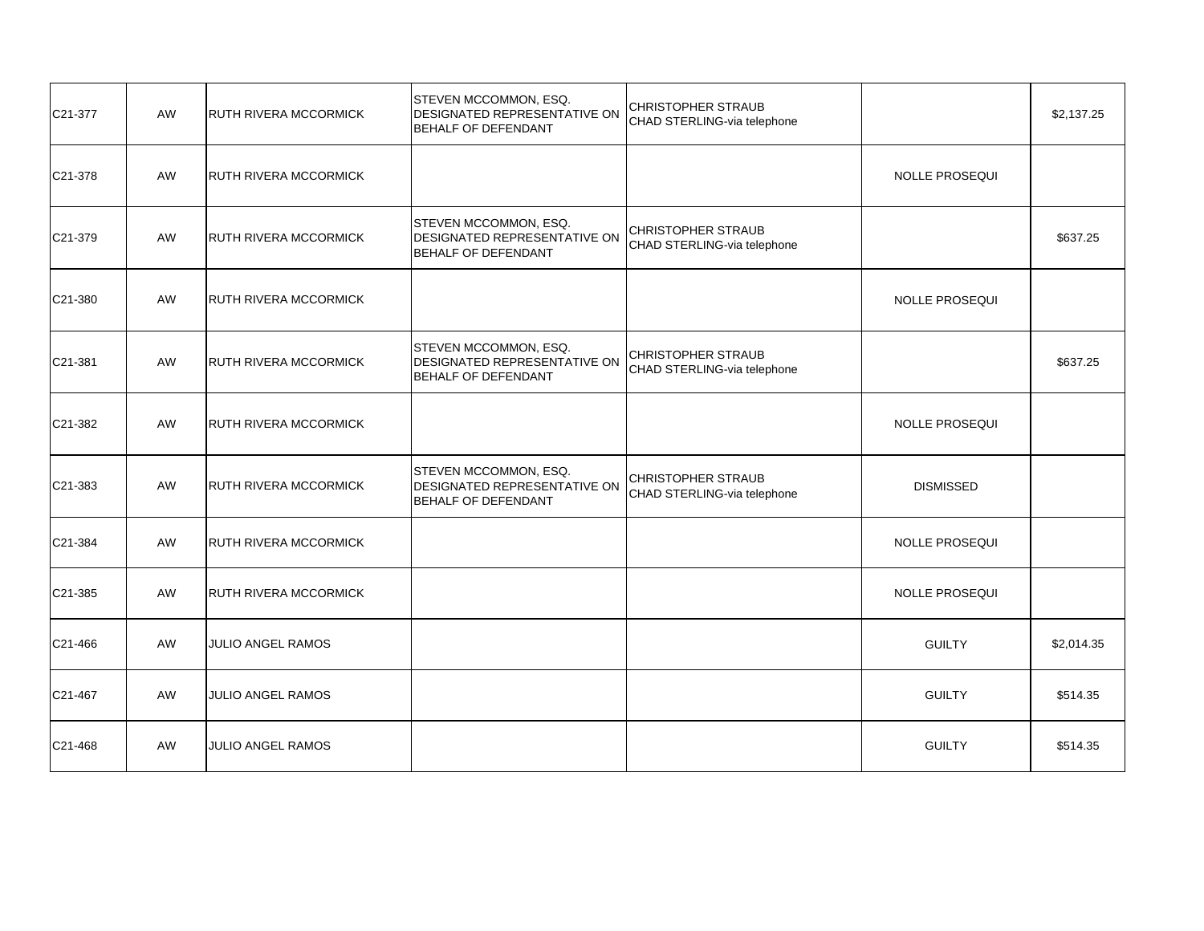| | | | | | | |
|---|---|---|---|---|---|---|
| C21-377 | AW | RUTH RIVERA MCCORMICK | STEVEN MCCOMMON, ESQ. DESIGNATED REPRESENTATIVE ON BEHALF OF DEFENDANT | CHRISTOPHER STRAUB CHAD STERLING-via telephone | | $2,137.25 |
| C21-378 | AW | RUTH RIVERA MCCORMICK | | | NOLLE PROSEQUI | |
| C21-379 | AW | RUTH RIVERA MCCORMICK | STEVEN MCCOMMON, ESQ. DESIGNATED REPRESENTATIVE ON BEHALF OF DEFENDANT | CHRISTOPHER STRAUB CHAD STERLING-via telephone | | $637.25 |
| C21-380 | AW | RUTH RIVERA MCCORMICK | | | NOLLE PROSEQUI | |
| C21-381 | AW | RUTH RIVERA MCCORMICK | STEVEN MCCOMMON, ESQ. DESIGNATED REPRESENTATIVE ON BEHALF OF DEFENDANT | CHRISTOPHER STRAUB CHAD STERLING-via telephone | | $637.25 |
| C21-382 | AW | RUTH RIVERA MCCORMICK | | | NOLLE PROSEQUI | |
| C21-383 | AW | RUTH RIVERA MCCORMICK | STEVEN MCCOMMON, ESQ. DESIGNATED REPRESENTATIVE ON BEHALF OF DEFENDANT | CHRISTOPHER STRAUB CHAD STERLING-via telephone | DISMISSED | |
| C21-384 | AW | RUTH RIVERA MCCORMICK | | | NOLLE PROSEQUI | |
| C21-385 | AW | RUTH RIVERA MCCORMICK | | | NOLLE PROSEQUI | |
| C21-466 | AW | JULIO ANGEL RAMOS | | | GUILTY | $2,014.35 |
| C21-467 | AW | JULIO ANGEL RAMOS | | | GUILTY | $514.35 |
| C21-468 | AW | JULIO ANGEL RAMOS | | | GUILTY | $514.35 |